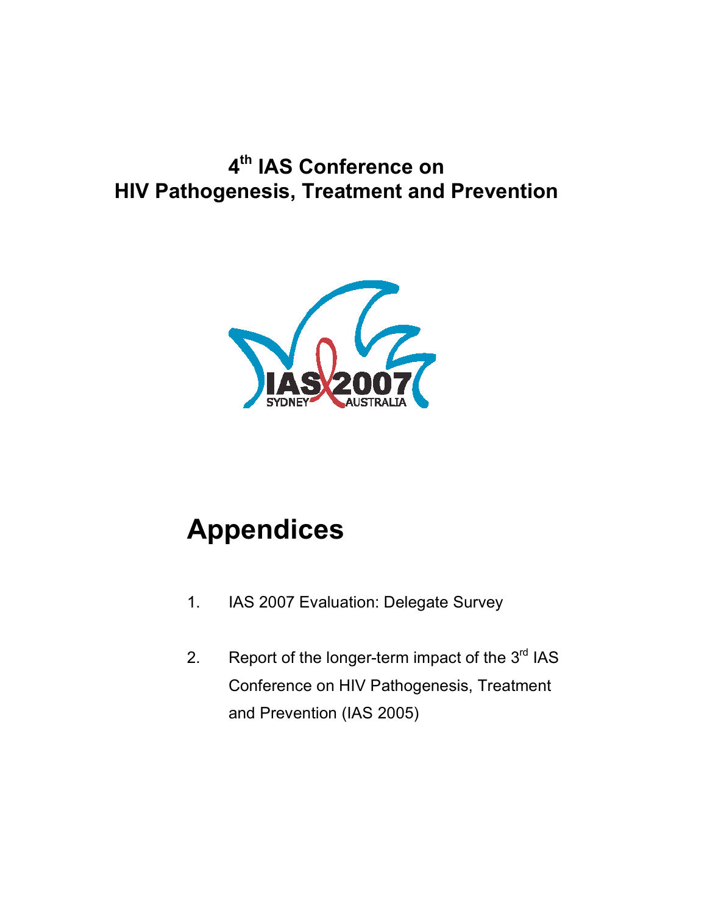# 4th IAS Conference on HIV Pathogenesis, Treatment and Prevention

# Appendices

1. IAS 2007 Evaluation: Delegate Survey

2. Report of the longer-term impact of the 3rd IAS Conference on HIV Pathogenesis, Treatment and Prevention (IAS 2005)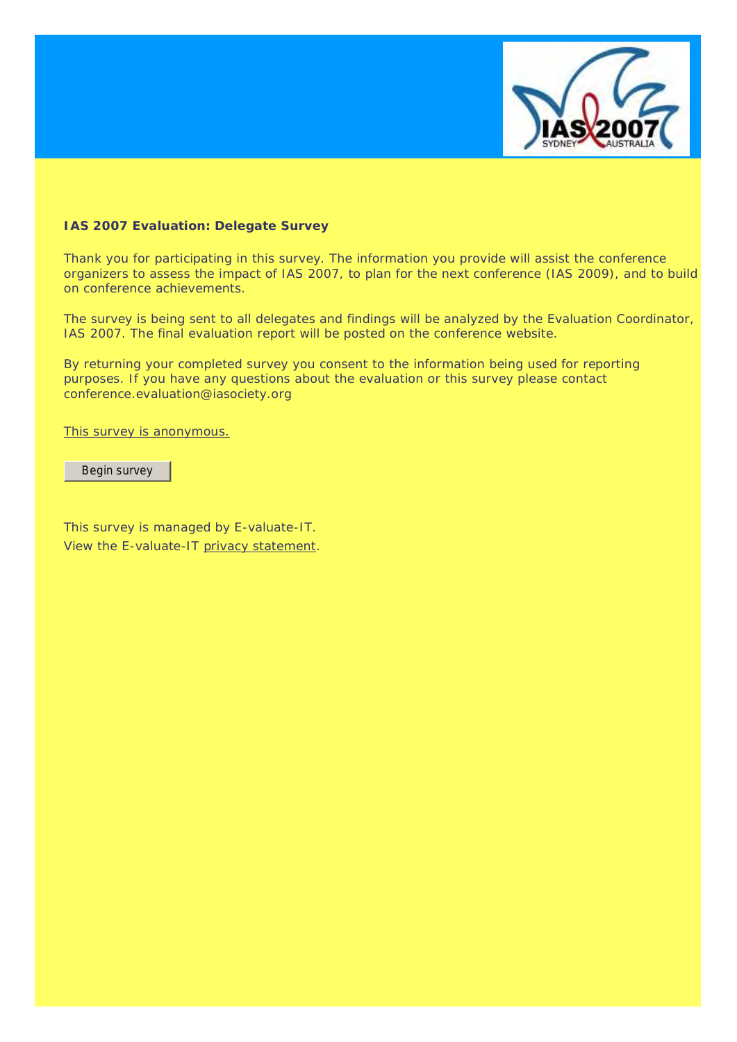**IAS 2007 Evaluation: Delegate Survey**

Thank you for participating in this survey. The information you provide will assist the conference organizers to assess the impact of IAS 2007, to plan for the next conference (IAS 2009), and to build on conference achievements.

The survey is being sent to all delegates and findings will be analyzed by the Evaluation Coordinator, IAS 2007. The final evaluation report will be posted on the conference website.

By returning your completed survey you consent to the information being used for reporting purposes. If you have any questions about the evaluation or this survey please contact conference.evaluation@iasociety.org

This survey is anonymous.

Begin survey

This survey is managed by E-valuate-IT.
View the E-valuate-IT privacy statement.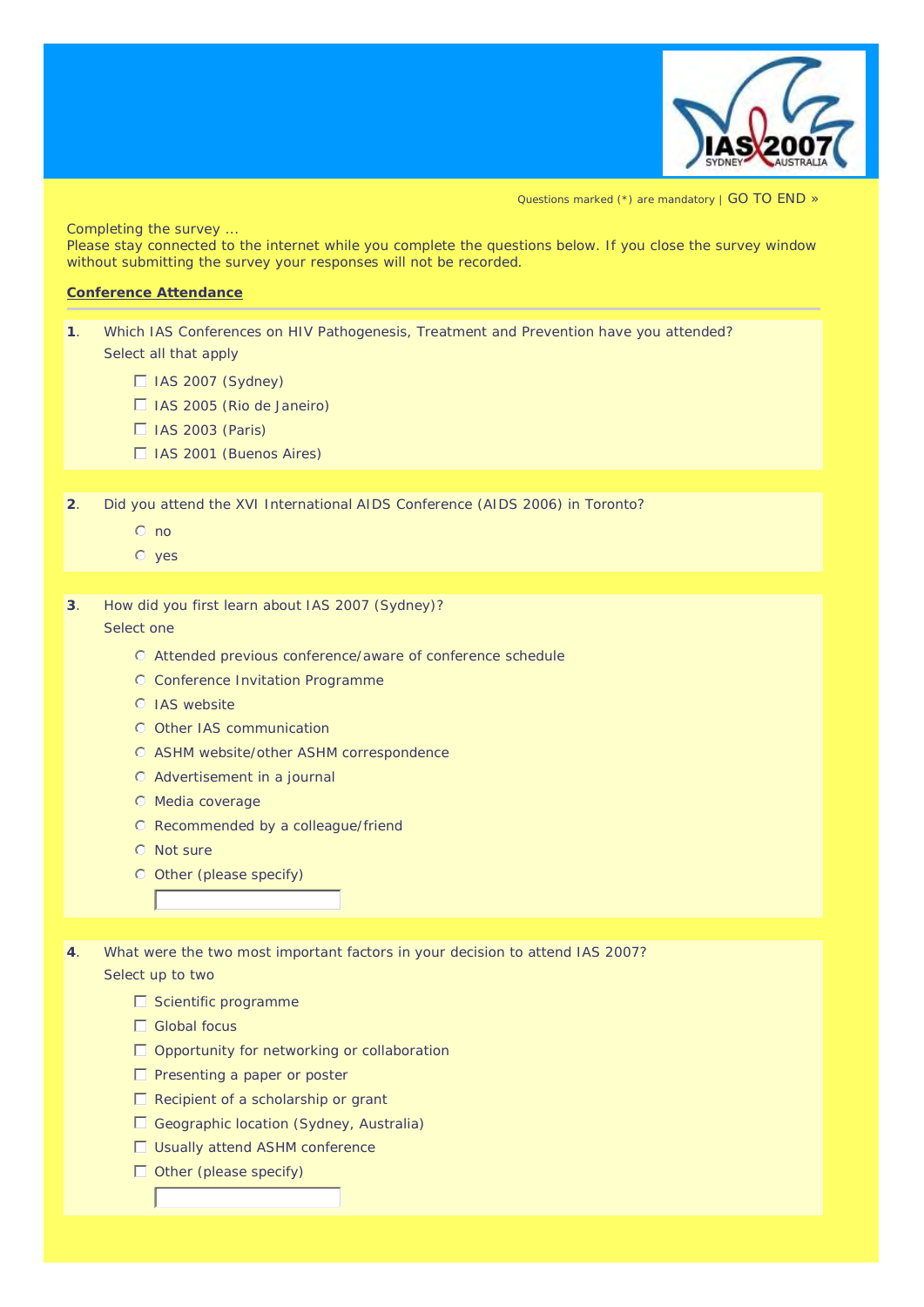Questions marked (*) are mandatory | GO TO END »

Completing the survey ...
Please stay connected to the internet while you complete the questions below. If you close the survey window without submitting the survey your responses will not be recorded.

**Conference Attendance**

---

**1**. Which IAS Conferences on HIV Pathogenesis, Treatment and Prevention have you attended?
Select all that apply

- ☐ IAS 2007 (Sydney)
- ☐ IAS 2005 (Rio de Janeiro)
- ☐ IAS 2003 (Paris)
- ☐ IAS 2001 (Buenos Aires)

**2**. Did you attend the XVI International AIDS Conference (AIDS 2006) in Toronto?

- ○ no
- ○ yes

**3**. How did you first learn about IAS 2007 (Sydney)?
Select one

- ○ Attended previous conference/aware of conference schedule
- ○ Conference Invitation Programme
- ○ IAS website
- ○ Other IAS communication
- ○ ASHM website/other ASHM correspondence
- ○ Advertisement in a journal
- ○ Media coverage
- ○ Recommended by a colleague/friend
- ○ Not sure
- ○ Other (please specify)

**4**. What were the two most important factors in your decision to attend IAS 2007?
Select up to two

- ☐ Scientific programme
- ☐ Global focus
- ☐ Opportunity for networking or collaboration
- ☐ Presenting a paper or poster
- ☐ Recipient of a scholarship or grant
- ☐ Geographic location (Sydney, Australia)
- ☐ Usually attend ASHM conference
- ☐ Other (please specify)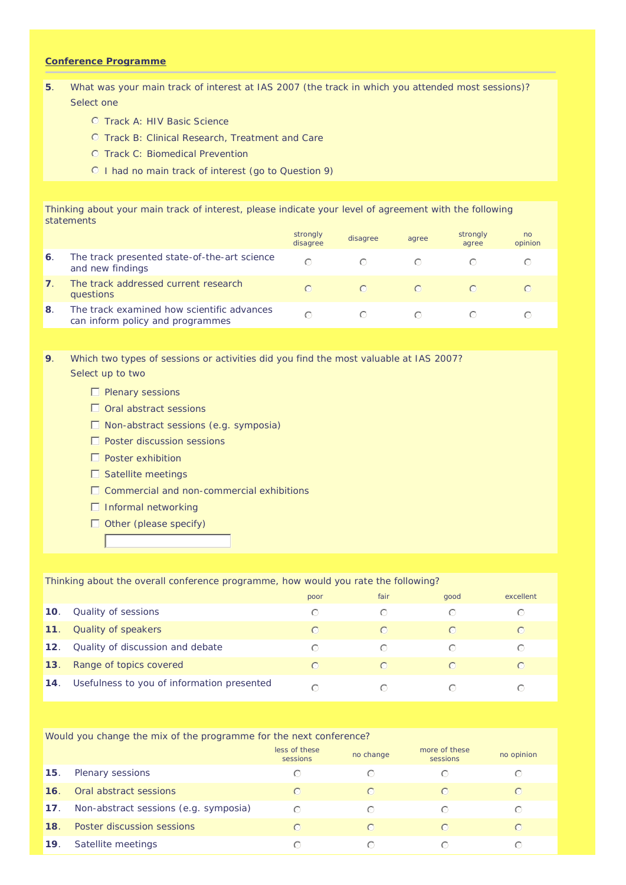## Conference Programme

**5**. What was your main track of interest at IAS 2007 (the track in which you attended most sessions)?
Select one

- ○ Track A: HIV Basic Science
- ○ Track B: Clinical Research, Treatment and Care
- ○ Track C: Biomedical Prevention
- ○ I had no main track of interest (go to Question 9)

Thinking about your main track of interest, please indicate your level of agreement with the following statements

| | | strongly disagree | disagree | agree | strongly agree | no opinion |
|---|---|---|---|---|---|---|
| **6**. | The track presented state-of-the-art science and new findings | ○ | ○ | ○ | ○ | ○ |
| **7**. | The track addressed current research questions | ○ | ○ | ○ | ○ | ○ |
| **8**. | The track examined how scientific advances can inform policy and programmes | ○ | ○ | ○ | ○ | ○ |

**9**. Which two types of sessions or activities did you find the most valuable at IAS 2007?
Select up to two

- ☐ Plenary sessions
- ☐ Oral abstract sessions
- ☐ Non-abstract sessions (e.g. symposia)
- ☐ Poster discussion sessions
- ☐ Poster exhibition
- ☐ Satellite meetings
- ☐ Commercial and non-commercial exhibitions
- ☐ Informal networking
- ☐ Other (please specify)

Thinking about the overall conference programme, how would you rate the following?

| | | poor | fair | good | excellent |
|---|---|---|---|---|---|
| **10**. | Quality of sessions | ○ | ○ | ○ | ○ |
| **11**. | Quality of speakers | ○ | ○ | ○ | ○ |
| **12**. | Quality of discussion and debate | ○ | ○ | ○ | ○ |
| **13**. | Range of topics covered | ○ | ○ | ○ | ○ |
| **14**. | Usefulness to you of information presented | ○ | ○ | ○ | ○ |

Would you change the mix of the programme for the next conference?

| | | less of these sessions | no change | more of these sessions | no opinion |
|---|---|---|---|---|---|
| **15**. | Plenary sessions | ○ | ○ | ○ | ○ |
| **16**. | Oral abstract sessions | ○ | ○ | ○ | ○ |
| **17**. | Non-abstract sessions (e.g. symposia) | ○ | ○ | ○ | ○ |
| **18**. | Poster discussion sessions | ○ | ○ | ○ | ○ |
| **19**. | Satellite meetings | ○ | ○ | ○ | ○ |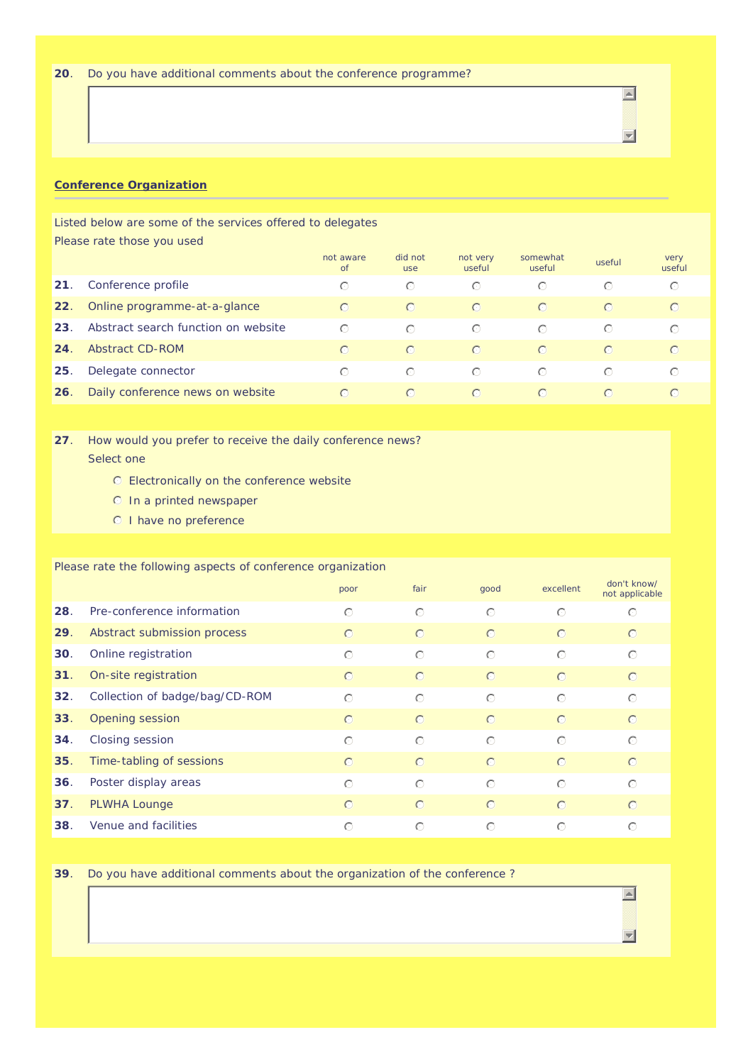**20**. Do you have additional comments about the conference programme?

## Conference Organization

Listed below are some of the services offered to delegates
Please rate those you used

| | not aware of | did not use | not very useful | somewhat useful | useful | very useful |
|---|---|---|---|---|---|---|
| **21**. Conference profile | ○ | ○ | ○ | ○ | ○ | ○ |
| **22**. Online programme-at-a-glance | ○ | ○ | ○ | ○ | ○ | ○ |
| **23**. Abstract search function on website | ○ | ○ | ○ | ○ | ○ | ○ |
| **24**. Abstract CD-ROM | ○ | ○ | ○ | ○ | ○ | ○ |
| **25**. Delegate connector | ○ | ○ | ○ | ○ | ○ | ○ |
| **26**. Daily conference news on website | ○ | ○ | ○ | ○ | ○ | ○ |

**27**. How would you prefer to receive the daily conference news?
Select one

- ○ Electronically on the conference website
- ○ In a printed newspaper
- ○ I have no preference

Please rate the following aspects of conference organization

| | poor | fair | good | excellent | don't know/ not applicable |
|---|---|---|---|---|---|
| **28**. Pre-conference information | ○ | ○ | ○ | ○ | ○ |
| **29**. Abstract submission process | ○ | ○ | ○ | ○ | ○ |
| **30**. Online registration | ○ | ○ | ○ | ○ | ○ |
| **31**. On-site registration | ○ | ○ | ○ | ○ | ○ |
| **32**. Collection of badge/bag/CD-ROM | ○ | ○ | ○ | ○ | ○ |
| **33**. Opening session | ○ | ○ | ○ | ○ | ○ |
| **34**. Closing session | ○ | ○ | ○ | ○ | ○ |
| **35**. Time-tabling of sessions | ○ | ○ | ○ | ○ | ○ |
| **36**. Poster display areas | ○ | ○ | ○ | ○ | ○ |
| **37**. PLWHA Lounge | ○ | ○ | ○ | ○ | ○ |
| **38**. Venue and facilities | ○ | ○ | ○ | ○ | ○ |

**39**. Do you have additional comments about the organization of the conference ?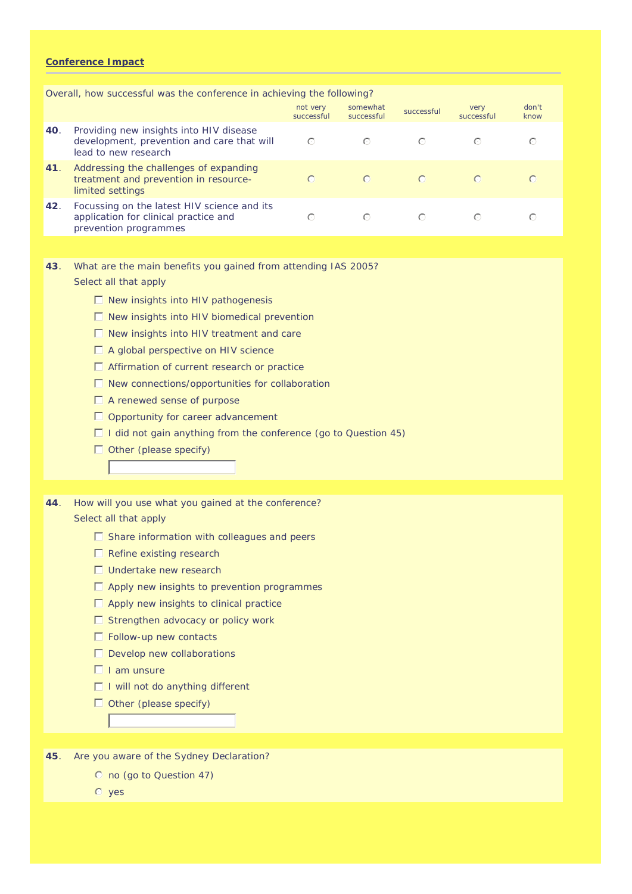## Conference Impact

Overall, how successful was the conference in achieving the following?

| | | not very successful | somewhat successful | successful | very successful | don't know |
|---|---|---|---|---|---|---|
| **40**. | Providing new insights into HIV disease development, prevention and care that will lead to new research | ○ | ○ | ○ | ○ | ○ |
| **41**. | Addressing the challenges of expanding treatment and prevention in resource-limited settings | ○ | ○ | ○ | ○ | ○ |
| **42**. | Focussing on the latest HIV science and its application for clinical practice and prevention programmes | ○ | ○ | ○ | ○ | ○ |

**43**. What are the main benefits you gained from attending IAS 2005?

Select all that apply

- ☐ New insights into HIV pathogenesis
- ☐ New insights into HIV biomedical prevention
- ☐ New insights into HIV treatment and care
- ☐ A global perspective on HIV science
- ☐ Affirmation of current research or practice
- ☐ New connections/opportunities for collaboration
- ☐ A renewed sense of purpose
- ☐ Opportunity for career advancement
- ☐ I did not gain anything from the conference (go to Question 45)
- ☐ Other (please specify)

\_\_\_\_\_\_\_\_\_\_\_\_\_\_\_\_\_\_\_\_

**44**. How will you use what you gained at the conference?

Select all that apply

- ☐ Share information with colleagues and peers
- ☐ Refine existing research
- ☐ Undertake new research
- ☐ Apply new insights to prevention programmes
- ☐ Apply new insights to clinical practice
- ☐ Strengthen advocacy or policy work
- ☐ Follow-up new contacts
- ☐ Develop new collaborations
- ☐ I am unsure
- ☐ I will not do anything different
- ☐ Other (please specify)

\_\_\_\_\_\_\_\_\_\_\_\_\_\_\_\_\_\_\_\_

**45**. Are you aware of the Sydney Declaration?

- ○ no (go to Question 47)
- ○ yes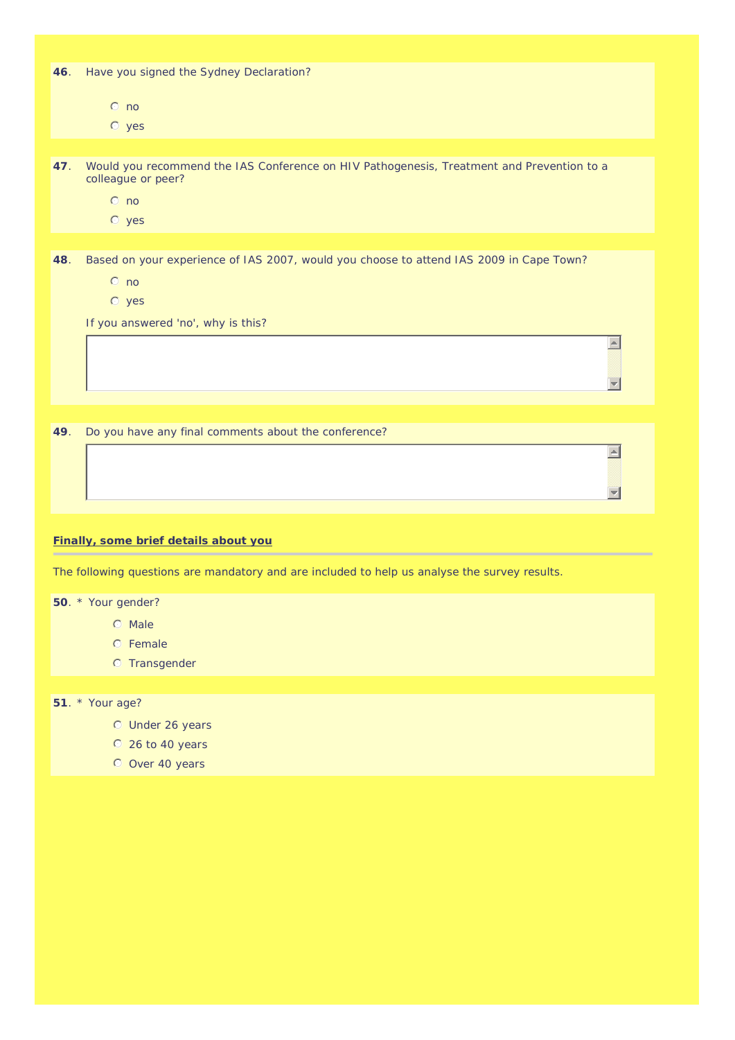**46**. Have you signed the Sydney Declaration?

- no
- yes

**47**. Would you recommend the IAS Conference on HIV Pathogenesis, Treatment and Prevention to a colleague or peer?

- no
- yes

**48**. Based on your experience of IAS 2007, would you choose to attend IAS 2009 in Cape Town?

- no
- yes

If you answered 'no', why is this?

**49**. Do you have any final comments about the conference?

**Finally, some brief details about you**

The following questions are mandatory and are included to help us analyse the survey results.

**50**. * Your gender?

- Male
- Female
- Transgender

**51**. * Your age?

- Under 26 years
- 26 to 40 years
- Over 40 years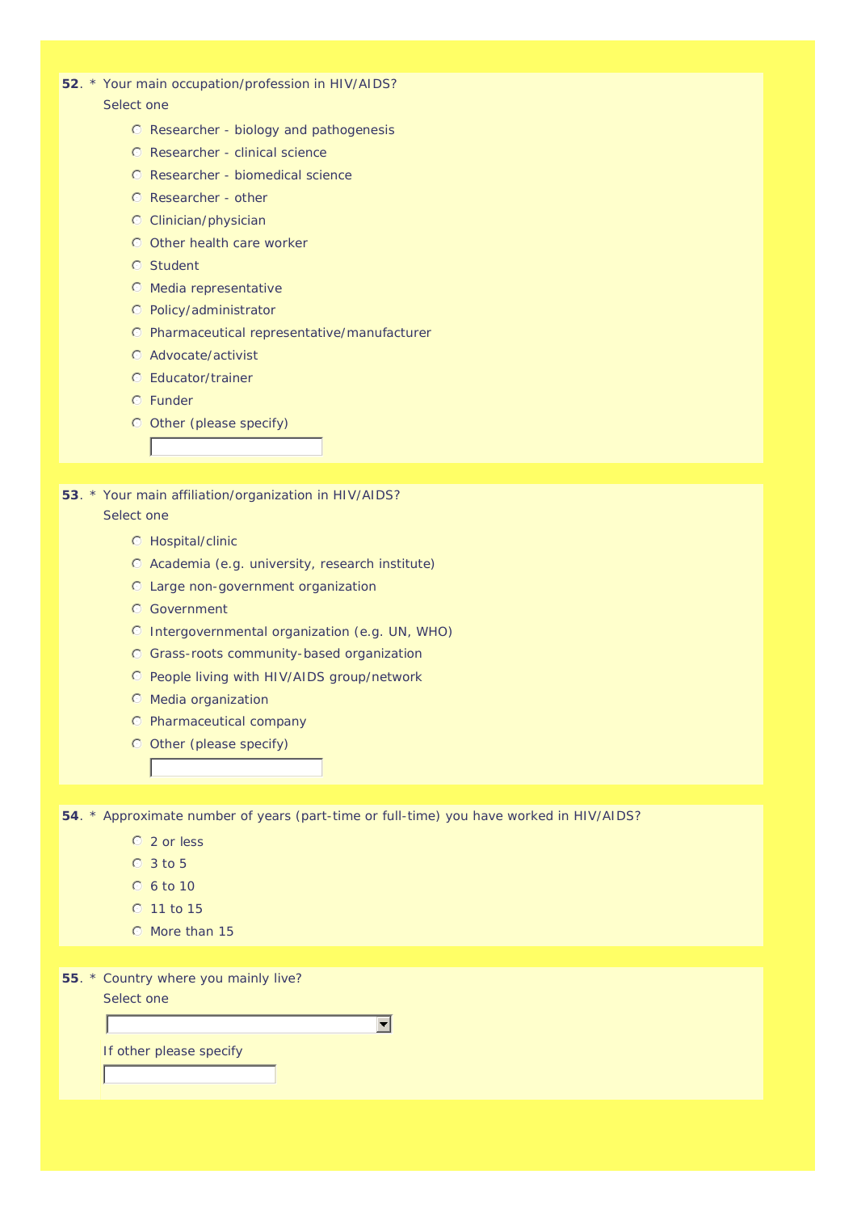**52**. * Your main occupation/profession in HIV/AIDS?
Select one

- ○ Researcher - biology and pathogenesis
- ○ Researcher - clinical science
- ○ Researcher - biomedical science
- ○ Researcher - other
- ○ Clinician/physician
- ○ Other health care worker
- ○ Student
- ○ Media representative
- ○ Policy/administrator
- ○ Pharmaceutical representative/manufacturer
- ○ Advocate/activist
- ○ Educator/trainer
- ○ Funder
- ○ Other (please specify)

**53**. * Your main affiliation/organization in HIV/AIDS?
Select one

- ○ Hospital/clinic
- ○ Academia (e.g. university, research institute)
- ○ Large non-government organization
- ○ Government
- ○ Intergovernmental organization (e.g. UN, WHO)
- ○ Grass-roots community-based organization
- ○ People living with HIV/AIDS group/network
- ○ Media organization
- ○ Pharmaceutical company
- ○ Other (please specify)

**54**. * Approximate number of years (part-time or full-time) you have worked in HIV/AIDS?

- ○ 2 or less
- ○ 3 to 5
- ○ 6 to 10
- ○ 11 to 15
- ○ More than 15

**55**. * Country where you mainly live?
Select one

If other please specify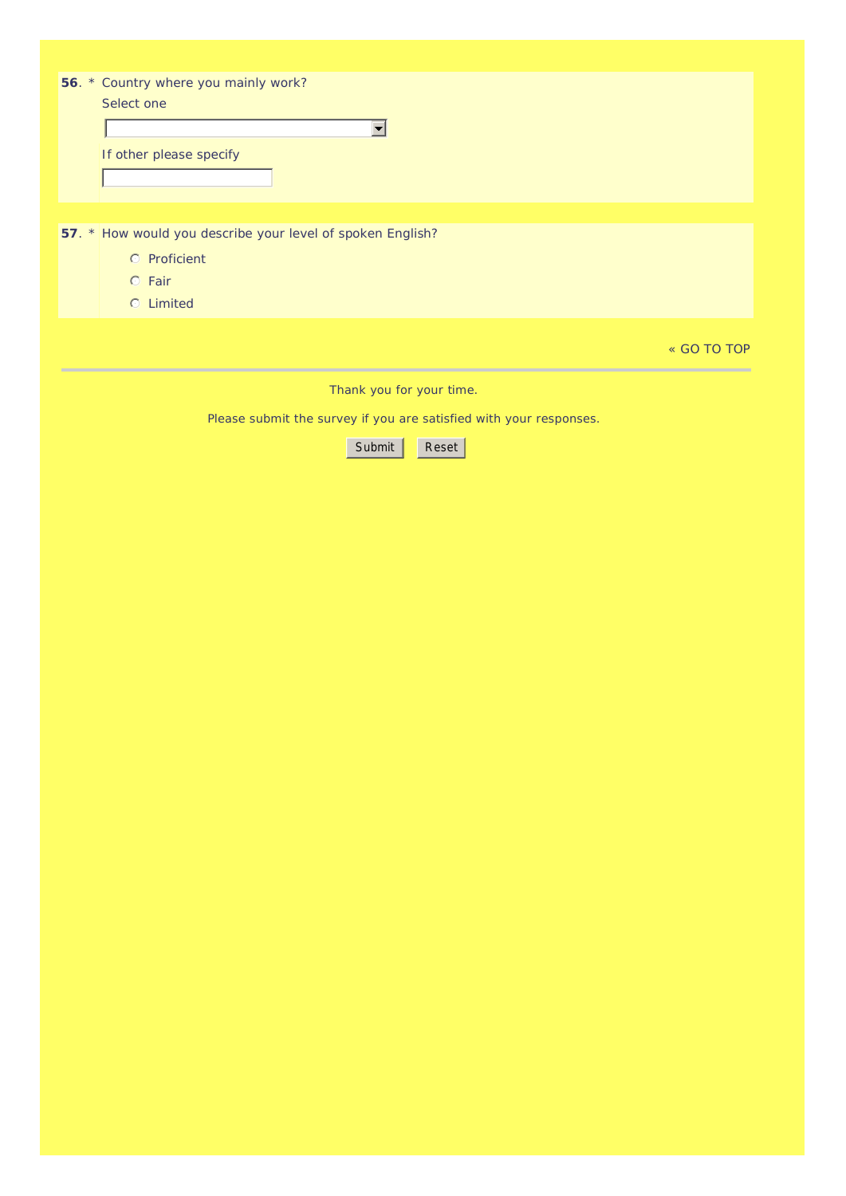**56**. * Country where you mainly work?

Select one

[ ]

If other please specify

[ ]

**57**. * How would you describe your level of spoken English?

- ○ Proficient
- ○ Fair
- ○ Limited

« GO TO TOP

---

Thank you for your time.

Please submit the survey if you are satisfied with your responses.

[Submit] [Reset]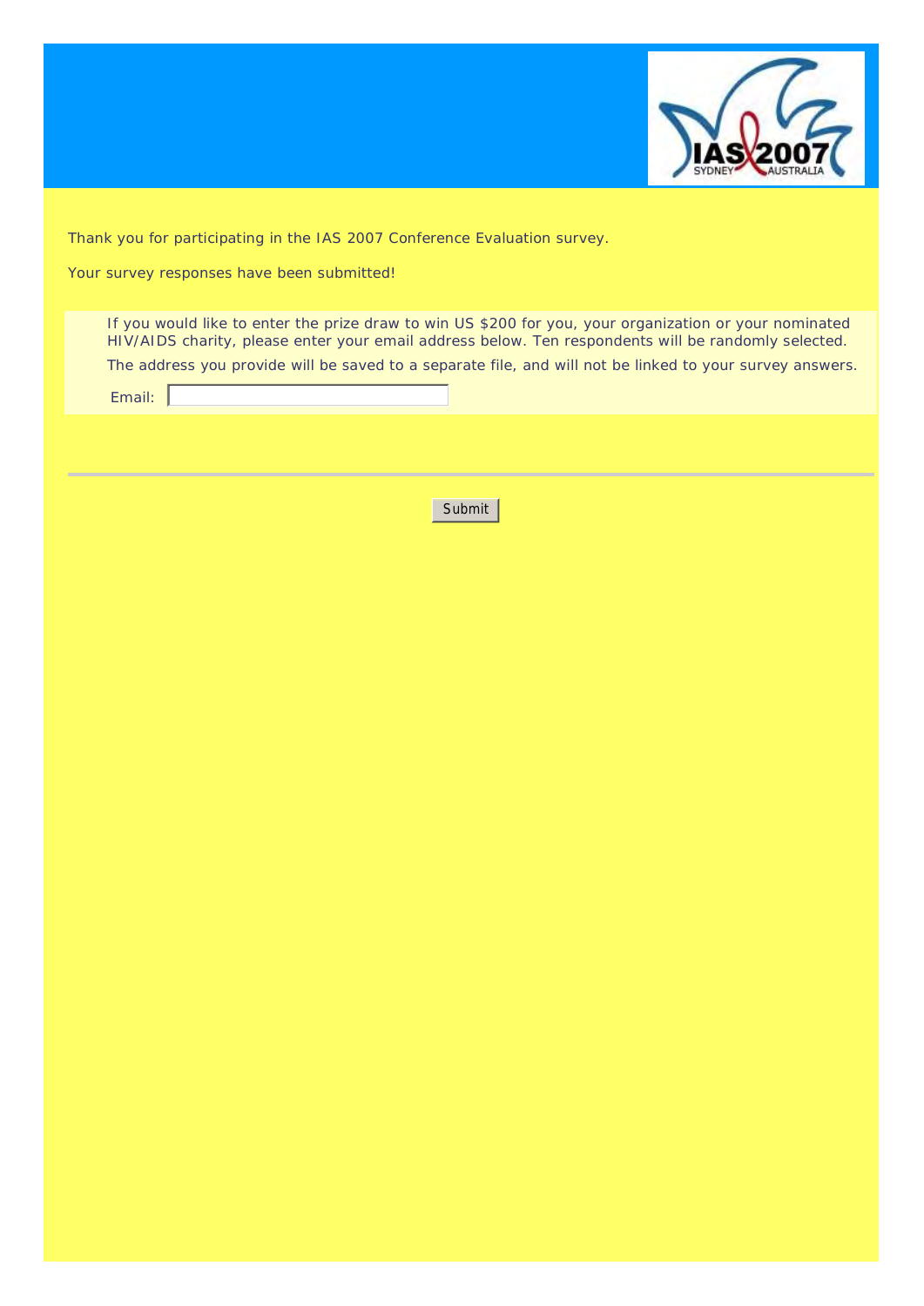Thank you for participating in the IAS 2007 Conference Evaluation survey.

Your survey responses have been submitted!

If you would like to enter the prize draw to win US $200 for you, your organization or your nominated HIV/AIDS charity, please enter your email address below. Ten respondents will be randomly selected.

The address you provide will be saved to a separate file, and will not be linked to your survey answers.

Email: 

---

Submit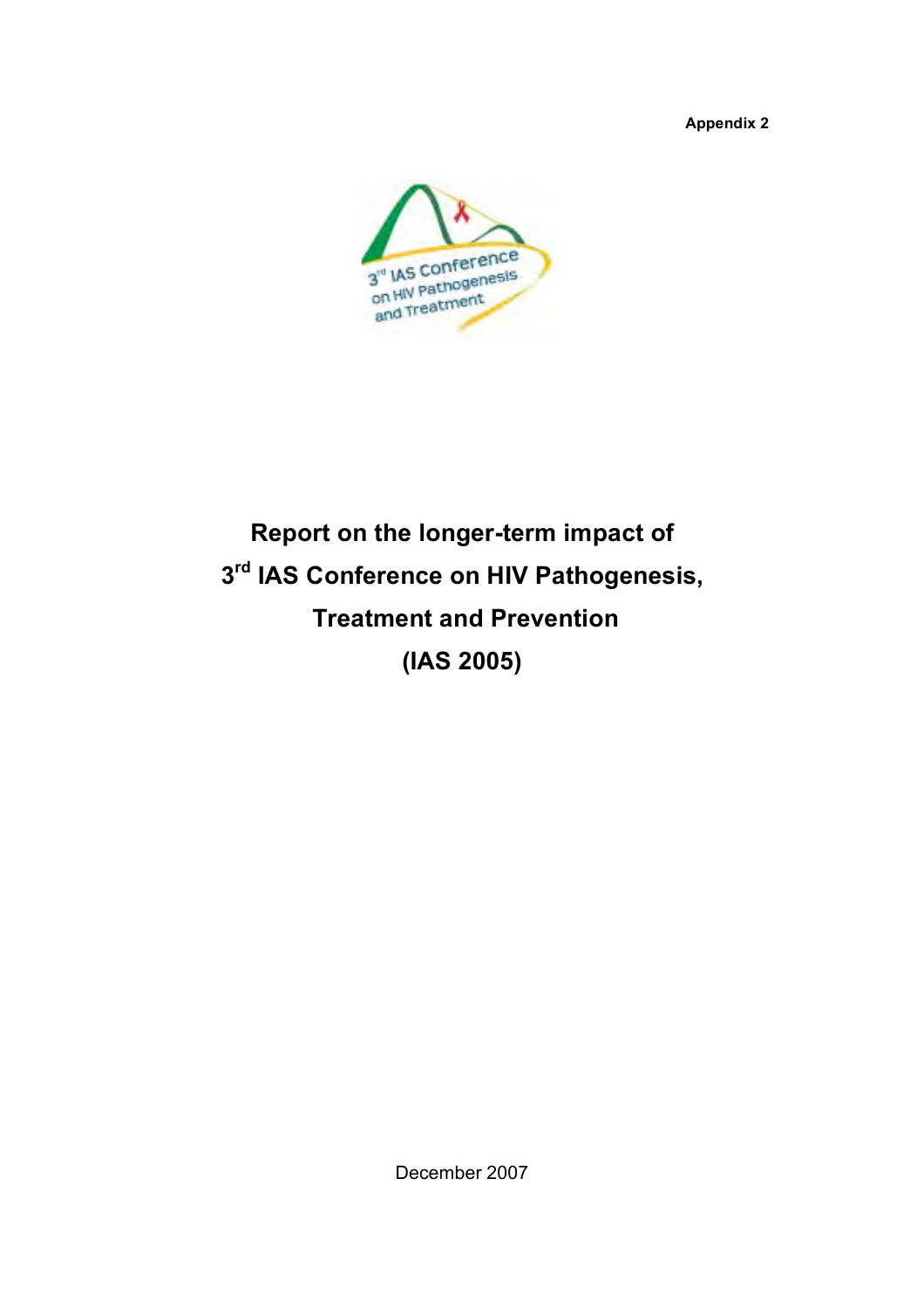**Appendix 2**

# Report on the longer-term impact of 3rd IAS Conference on HIV Pathogenesis, Treatment and Prevention (IAS 2005)

December 2007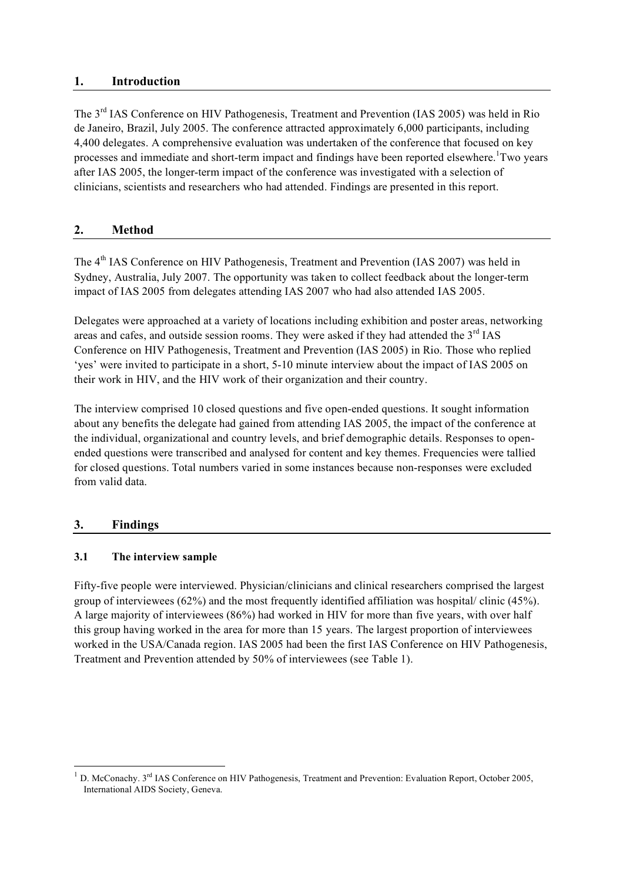## 1. Introduction

The 3rd IAS Conference on HIV Pathogenesis, Treatment and Prevention (IAS 2005) was held in Rio de Janeiro, Brazil, July 2005. The conference attracted approximately 6,000 participants, including 4,400 delegates. A comprehensive evaluation was undertaken of the conference that focused on key processes and immediate and short-term impact and findings have been reported elsewhere.[1] Two years after IAS 2005, the longer-term impact of the conference was investigated with a selection of clinicians, scientists and researchers who had attended. Findings are presented in this report.

## 2. Method

The 4th IAS Conference on HIV Pathogenesis, Treatment and Prevention (IAS 2007) was held in Sydney, Australia, July 2007. The opportunity was taken to collect feedback about the longer-term impact of IAS 2005 from delegates attending IAS 2007 who had also attended IAS 2005.

Delegates were approached at a variety of locations including exhibition and poster areas, networking areas and cafes, and outside session rooms. They were asked if they had attended the 3rd IAS Conference on HIV Pathogenesis, Treatment and Prevention (IAS 2005) in Rio. Those who replied 'yes' were invited to participate in a short, 5-10 minute interview about the impact of IAS 2005 on their work in HIV, and the HIV work of their organization and their country.

The interview comprised 10 closed questions and five open-ended questions. It sought information about any benefits the delegate had gained from attending IAS 2005, the impact of the conference at the individual, organizational and country levels, and brief demographic details. Responses to open-ended questions were transcribed and analysed for content and key themes. Frequencies were tallied for closed questions. Total numbers varied in some instances because non-responses were excluded from valid data.

## 3. Findings

### 3.1 The interview sample

Fifty-five people were interviewed. Physician/clinicians and clinical researchers comprised the largest group of interviewees (62%) and the most frequently identified affiliation was hospital/ clinic (45%). A large majority of interviewees (86%) had worked in HIV for more than five years, with over half this group having worked in the area for more than 15 years. The largest proportion of interviewees worked in the USA/Canada region. IAS 2005 had been the first IAS Conference on HIV Pathogenesis, Treatment and Prevention attended by 50% of interviewees (see Table 1).

[1] D. McConachy. 3rd IAS Conference on HIV Pathogenesis, Treatment and Prevention: Evaluation Report, October 2005, International AIDS Society, Geneva.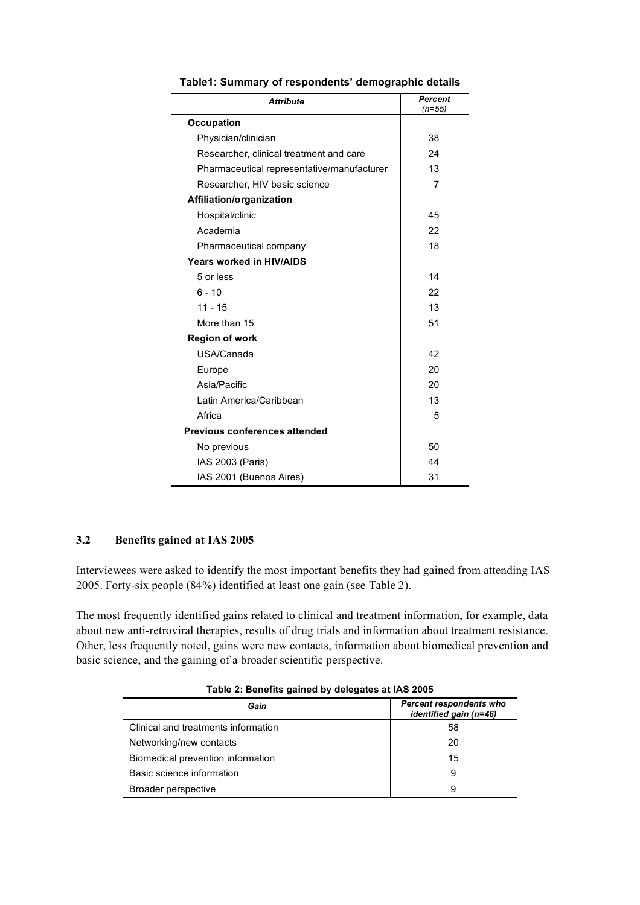**Table1: Summary of respondents' demographic details**

| *Attribute* | *Percent (n=55)* |
|---|---|
| **Occupation** | |
| Physician/clinician | 38 |
| Researcher, clinical treatment and care | 24 |
| Pharmaceutical representative/manufacturer | 13 |
| Researcher, HIV basic science | 7 |
| **Affiliation/organization** | |
| Hospital/clinic | 45 |
| Academia | 22 |
| Pharmaceutical company | 18 |
| **Years worked in HIV/AIDS** | |
| 5 or less | 14 |
| 6 - 10 | 22 |
| 11 - 15 | 13 |
| More than 15 | 51 |
| **Region of work** | |
| USA/Canada | 42 |
| Europe | 20 |
| Asia/Pacific | 20 |
| Latin America/Caribbean | 13 |
| Africa | 5 |
| **Previous conferences attended** | |
| No previous | 50 |
| IAS 2003 (Paris) | 44 |
| IAS 2001 (Buenos Aires) | 31 |

## 3.2 Benefits gained at IAS 2005

Interviewees were asked to identify the most important benefits they had gained from attending IAS 2005. Forty-six people (84%) identified at least one gain (see Table 2).

The most frequently identified gains related to clinical and treatment information, for example, data about new anti-retroviral therapies, results of drug trials and information about treatment resistance. Other, less frequently noted, gains were new contacts, information about biomedical prevention and basic science, and the gaining of a broader scientific perspective.

**Table 2: Benefits gained by delegates at IAS 2005**

| *Gain* | *Percent respondents who identified gain (n=46)* |
|---|---|
| Clinical and treatments information | 58 |
| Networking/new contacts | 20 |
| Biomedical prevention information | 15 |
| Basic science information | 9 |
| Broader perspective | 9 |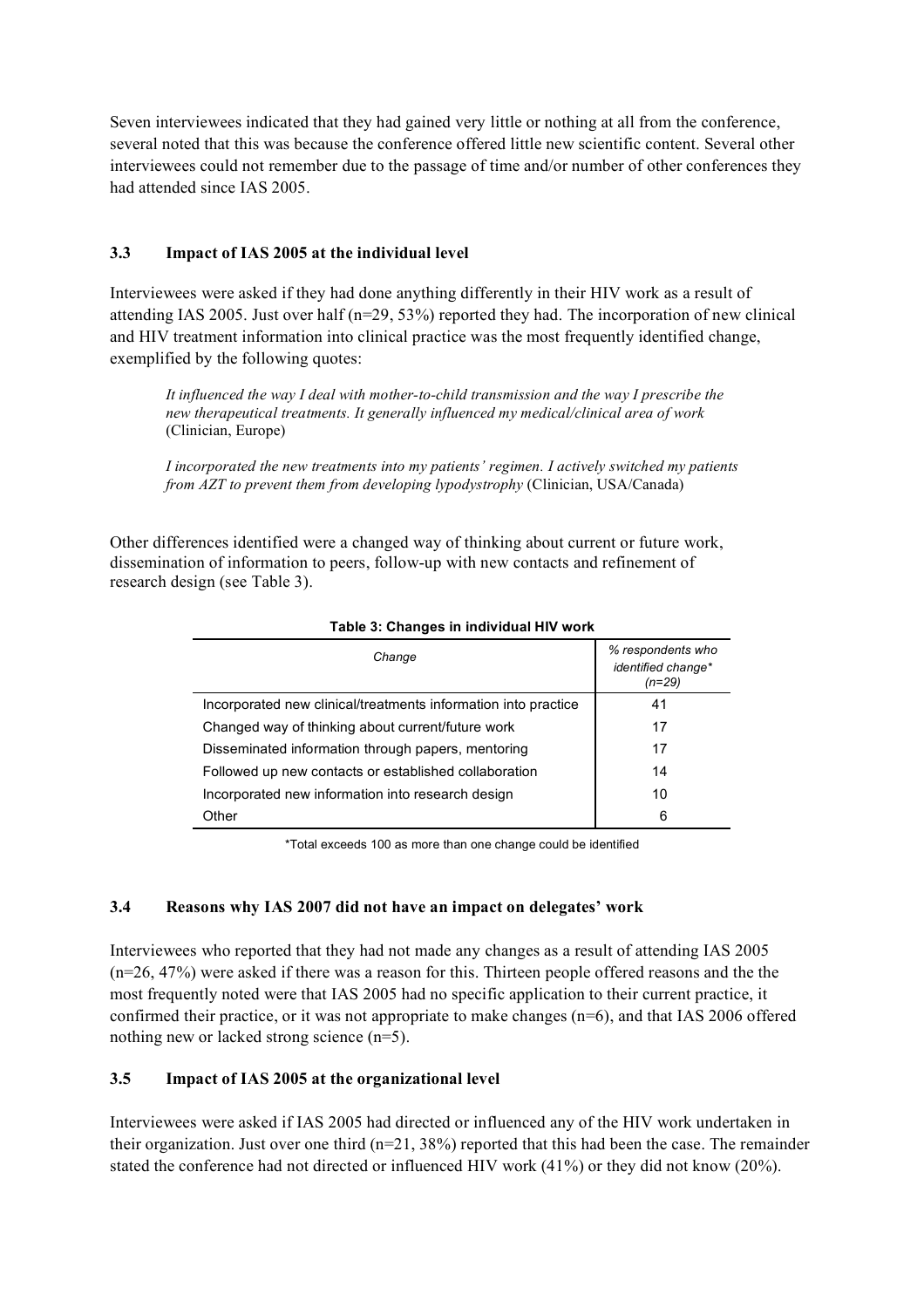Seven interviewees indicated that they had gained very little or nothing at all from the conference, several noted that this was because the conference offered little new scientific content. Several other interviewees could not remember due to the passage of time and/or number of other conferences they had attended since IAS 2005.

### 3.3 Impact of IAS 2005 at the individual level

Interviewees were asked if they had done anything differently in their HIV work as a result of attending IAS 2005. Just over half (n=29, 53%) reported they had. The incorporation of new clinical and HIV treatment information into clinical practice was the most frequently identified change, exemplified by the following quotes:

> *It influenced the way I deal with mother-to-child transmission and the way I prescribe the new therapeutical treatments. It generally influenced my medical/clinical area of work* (Clinician, Europe)

> *I incorporated the new treatments into my patients' regimen. I actively switched my patients from AZT to prevent them from developing lypodystrophy* (Clinician, USA/Canada)

Other differences identified were a changed way of thinking about current or future work, dissemination of information to peers, follow-up with new contacts and refinement of research design (see Table 3).

**Table 3: Changes in individual HIV work**

| *Change* | *% respondents who identified change\* (n=29)* |
|---|---|
| Incorporated new clinical/treatments information into practice | 41 |
| Changed way of thinking about current/future work | 17 |
| Disseminated information through papers, mentoring | 17 |
| Followed up new contacts or established collaboration | 14 |
| Incorporated new information into research design | 10 |
| Other | 6 |

*Total exceeds 100 as more than one change could be identified

### 3.4 Reasons why IAS 2007 did not have an impact on delegates' work

Interviewees who reported that they had not made any changes as a result of attending IAS 2005 (n=26, 47%) were asked if there was a reason for this. Thirteen people offered reasons and the the most frequently noted were that IAS 2005 had no specific application to their current practice, it confirmed their practice, or it was not appropriate to make changes (n=6), and that IAS 2006 offered nothing new or lacked strong science (n=5).

### 3.5 Impact of IAS 2005 at the organizational level

Interviewees were asked if IAS 2005 had directed or influenced any of the HIV work undertaken in their organization. Just over one third (n=21, 38%) reported that this had been the case. The remainder stated the conference had not directed or influenced HIV work (41%) or they did not know (20%).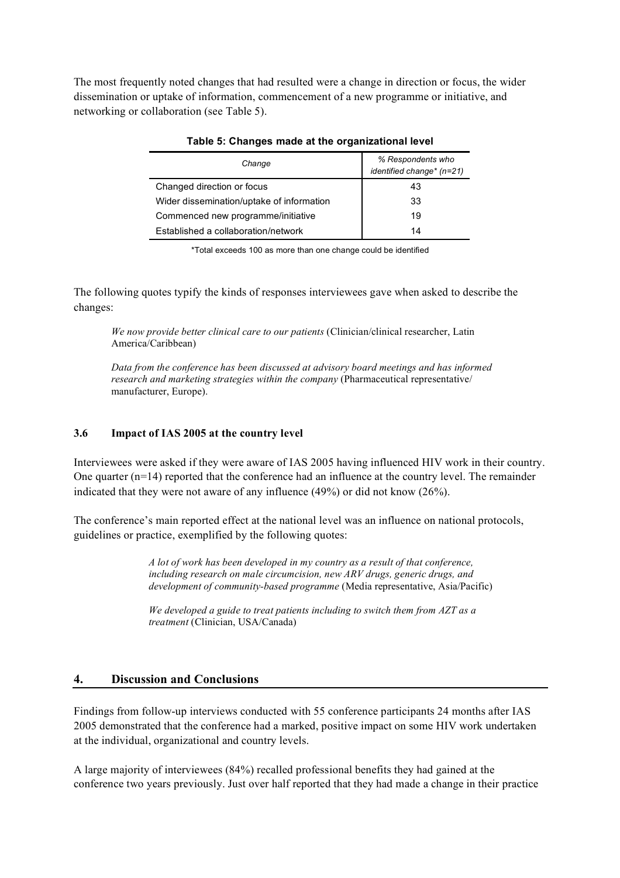The most frequently noted changes that had resulted were a change in direction or focus, the wider dissemination or uptake of information, commencement of a new programme or initiative, and networking or collaboration (see Table 5).

**Table 5: Changes made at the organizational level**

| *Change* | *% Respondents who identified change\* (n=21)* |
|---|---|
| Changed direction or focus | 43 |
| Wider dissemination/uptake of information | 33 |
| Commenced new programme/initiative | 19 |
| Established a collaboration/network | 14 |

\*Total exceeds 100 as more than one change could be identified

The following quotes typify the kinds of responses interviewees gave when asked to describe the changes:

> *We now provide better clinical care to our patients* (Clinician/clinical researcher, Latin America/Caribbean)
>
> *Data from the conference has been discussed at advisory board meetings and has informed research and marketing strategies within the company* (Pharmaceutical representative/ manufacturer, Europe).

### 3.6 Impact of IAS 2005 at the country level

Interviewees were asked if they were aware of IAS 2005 having influenced HIV work in their country. One quarter (n=14) reported that the conference had an influence at the country level. The remainder indicated that they were not aware of any influence (49%) or did not know (26%).

The conference's main reported effect at the national level was an influence on national protocols, guidelines or practice, exemplified by the following quotes:

> *A lot of work has been developed in my country as a result of that conference, including research on male circumcision, new ARV drugs, generic drugs, and development of community-based programme* (Media representative, Asia/Pacific)
>
> *We developed a guide to treat patients including to switch them from AZT as a treatment* (Clinician, USA/Canada)

## 4. Discussion and Conclusions

Findings from follow-up interviews conducted with 55 conference participants 24 months after IAS 2005 demonstrated that the conference had a marked, positive impact on some HIV work undertaken at the individual, organizational and country levels.

A large majority of interviewees (84%) recalled professional benefits they had gained at the conference two years previously. Just over half reported that they had made a change in their practice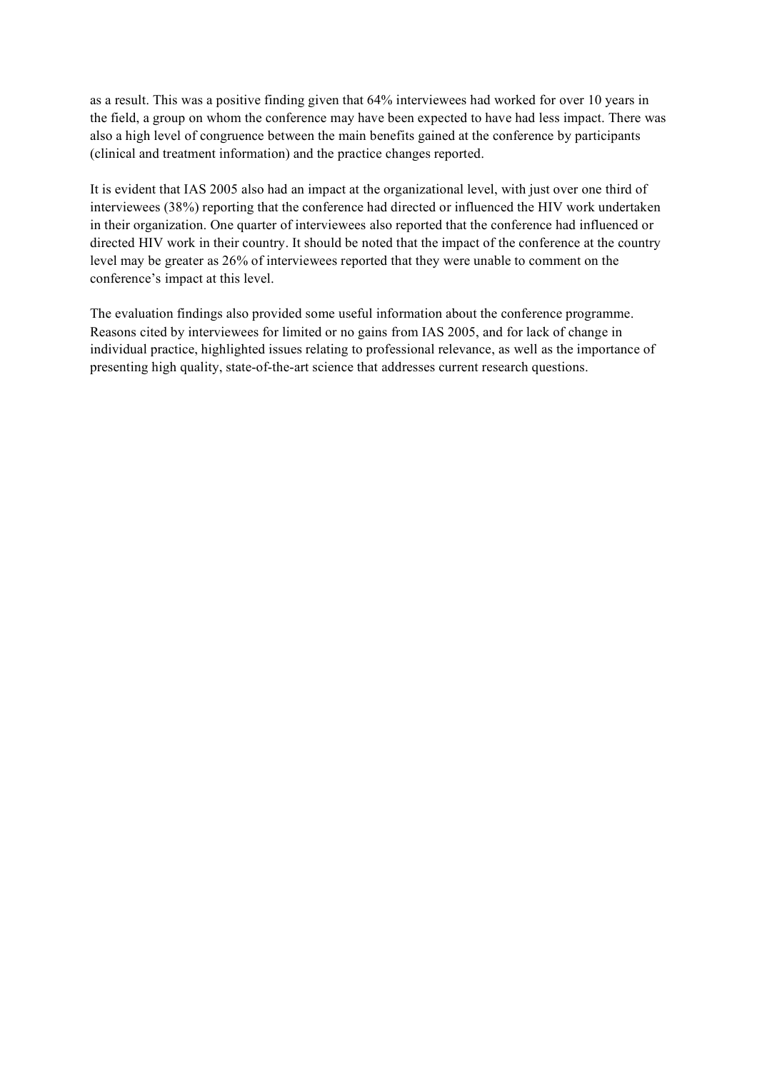as a result. This was a positive finding given that 64% interviewees had worked for over 10 years in the field, a group on whom the conference may have been expected to have had less impact. There was also a high level of congruence between the main benefits gained at the conference by participants (clinical and treatment information) and the practice changes reported.

It is evident that IAS 2005 also had an impact at the organizational level, with just over one third of interviewees (38%) reporting that the conference had directed or influenced the HIV work undertaken in their organization. One quarter of interviewees also reported that the conference had influenced or directed HIV work in their country. It should be noted that the impact of the conference at the country level may be greater as 26% of interviewees reported that they were unable to comment on the conference's impact at this level.

The evaluation findings also provided some useful information about the conference programme. Reasons cited by interviewees for limited or no gains from IAS 2005, and for lack of change in individual practice, highlighted issues relating to professional relevance, as well as the importance of presenting high quality, state-of-the-art science that addresses current research questions.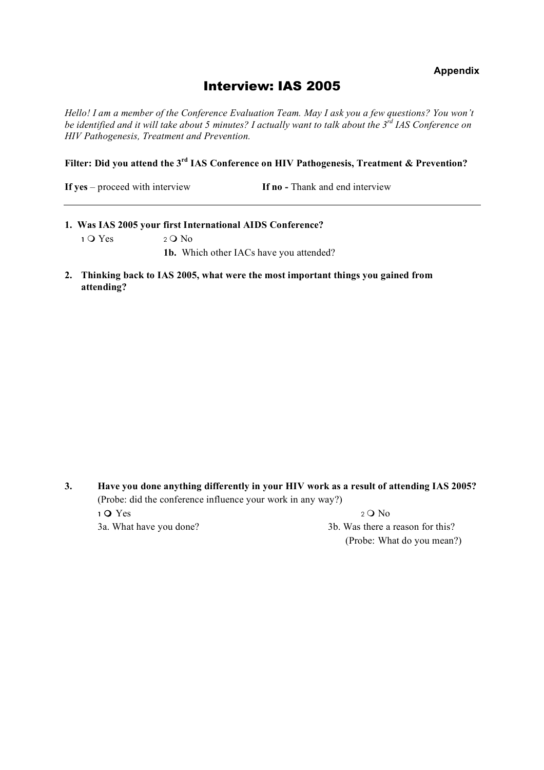**Appendix**

# Interview: IAS 2005

*Hello! I am a member of the Conference Evaluation Team. May I ask you a few questions? You won't be identified and it will take about 5 minutes? I actually want to talk about the 3rd IAS Conference on HIV Pathogenesis, Treatment and Prevention.*

**Filter: Did you attend the 3rd IAS Conference on HIV Pathogenesis, Treatment & Prevention?**

**If yes** – proceed with interview **If no -** Thank and end interview

---

**1. Was IAS 2005 your first International AIDS Conference?**

1 ❍ Yes 2 ❍ No

**1b.** Which other IACs have you attended?

**2. Thinking back to IAS 2005, what were the most important things you gained from attending?**

**3. Have you done anything differently in your HIV work as a result of attending IAS 2005?**
(Probe: did the conference influence your work in any way?)

1 ❍ Yes 2 ❍ No

3a. What have you done?

3b. Was there a reason for this?
(Probe: What do you mean?)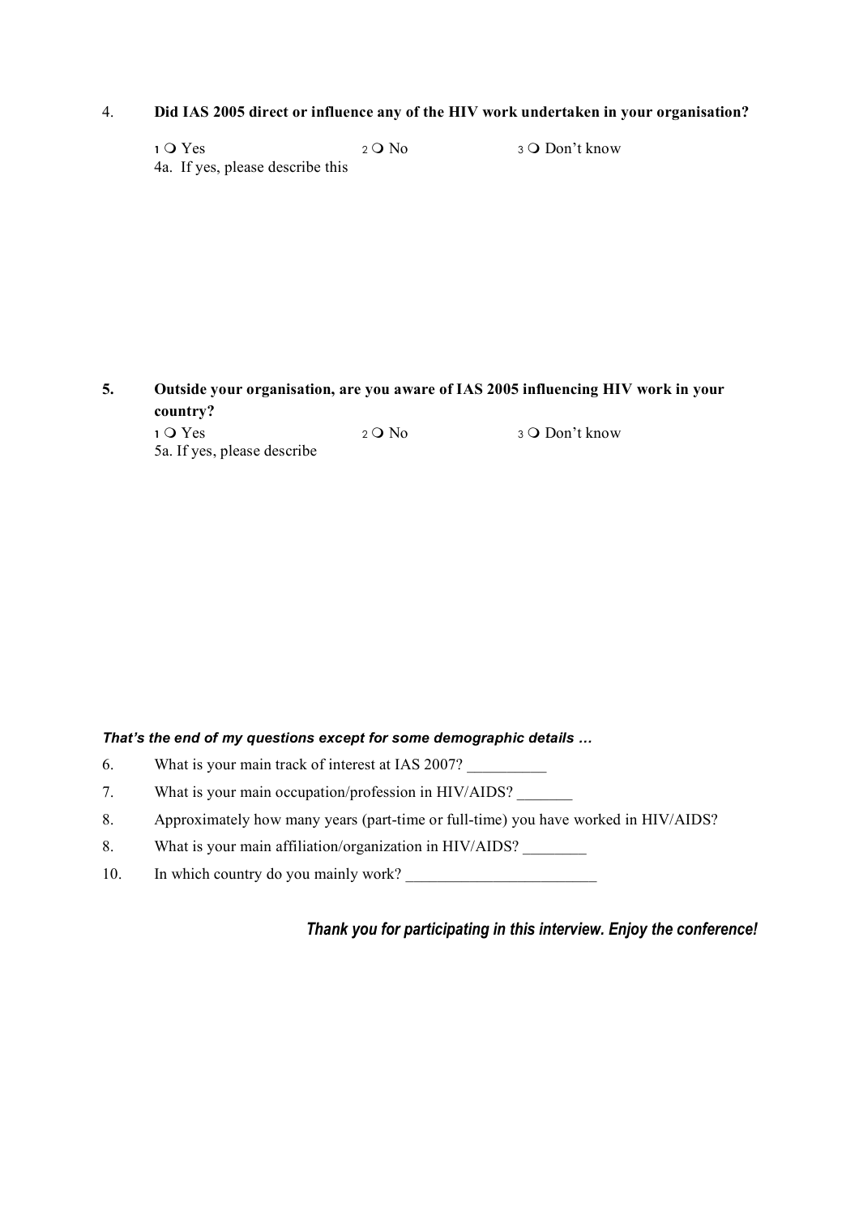4. **Did IAS 2005 direct or influence any of the HIV work undertaken in your organisation?**

   1 ❍ Yes  2 ❍ No  3 ❍ Don't know

   4a. If yes, please describe this

5. **Outside your organisation, are you aware of IAS 2005 influencing HIV work in your country?**

   1 ❍ Yes  2 ❍ No  3 ❍ Don't know

   5a. If yes, please describe

***That's the end of my questions except for some demographic details …***

6. What is your main track of interest at IAS 2007? __________
7. What is your main occupation/profession in HIV/AIDS? _______
8. Approximately how many years (part-time or full-time) you have worked in HIV/AIDS?
8. What is your main affiliation/organization in HIV/AIDS? ________
10. In which country do you mainly work? ________________________

***Thank you for participating in this interview. Enjoy the conference!***